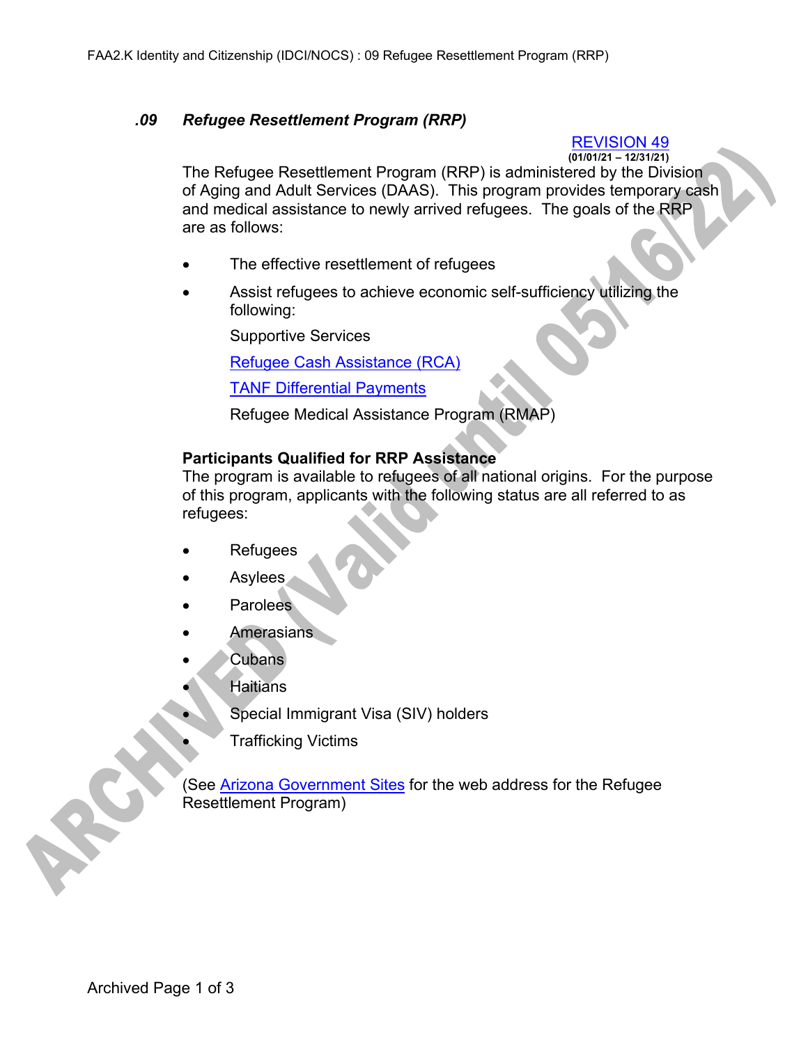## .09 *Refugee Resettlement Program (RRP)*

REVISION 49
(01/01/21 – 12/31/21)

The Refugee Resettlement Program (RRP) is administered by the Division of Aging and Adult Services (DAAS). This program provides temporary cash and medical assistance to newly arrived refugees. The goals of the RRP are as follows:

- The effective resettlement of refugees
- Assist refugees to achieve economic self-sufficiency utilizing the following:

  Supportive Services

  Refugee Cash Assistance (RCA)

  TANF Differential Payments

  Refugee Medical Assistance Program (RMAP)

**Participants Qualified for RRP Assistance**

The program is available to refugees of all national origins. For the purpose of this program, applicants with the following status are all referred to as refugees:

- Refugees
- Asylees
- Parolees
- Amerasians
- Cubans
- Haitians
- Special Immigrant Visa (SIV) holders
- Trafficking Victims

(See Arizona Government Sites for the web address for the Refugee Resettlement Program)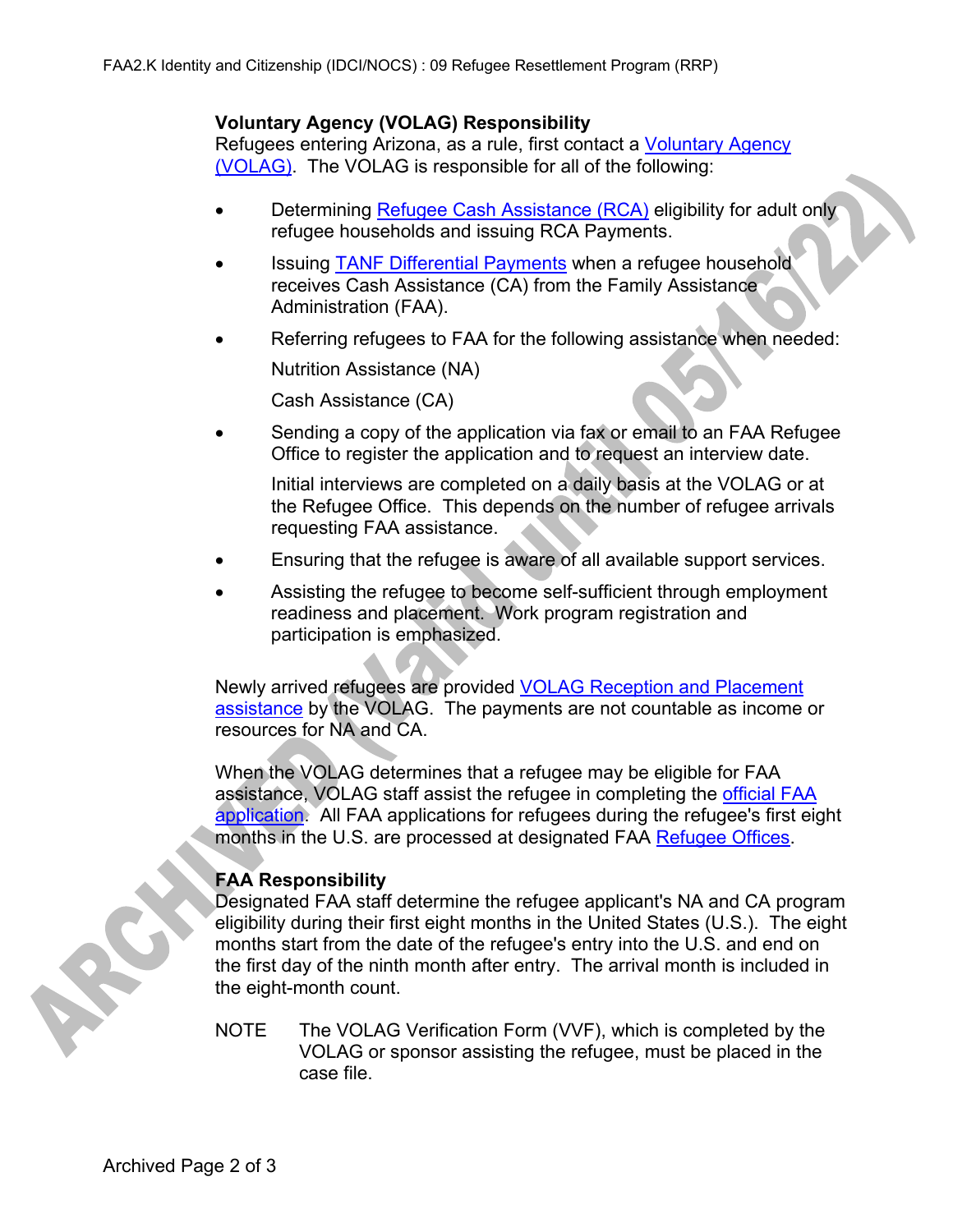### Voluntary Agency (VOLAG) Responsibility

Refugees entering Arizona, as a rule, first contact a Voluntary Agency (VOLAG). The VOLAG is responsible for all of the following:

- Determining Refugee Cash Assistance (RCA) eligibility for adult only refugee households and issuing RCA Payments.
- Issuing TANF Differential Payments when a refugee household receives Cash Assistance (CA) from the Family Assistance Administration (FAA).
- Referring refugees to FAA for the following assistance when needed:

  Nutrition Assistance (NA)

  Cash Assistance (CA)
- Sending a copy of the application via fax or email to an FAA Refugee Office to register the application and to request an interview date.

  Initial interviews are completed on a daily basis at the VOLAG or at the Refugee Office. This depends on the number of refugee arrivals requesting FAA assistance.
- Ensuring that the refugee is aware of all available support services.
- Assisting the refugee to become self-sufficient through employment readiness and placement. Work program registration and participation is emphasized.

Newly arrived refugees are provided VOLAG Reception and Placement assistance by the VOLAG. The payments are not countable as income or resources for NA and CA.

When the VOLAG determines that a refugee may be eligible for FAA assistance, VOLAG staff assist the refugee in completing the official FAA application. All FAA applications for refugees during the refugee's first eight months in the U.S. are processed at designated FAA Refugee Offices.

### FAA Responsibility

Designated FAA staff determine the refugee applicant's NA and CA program eligibility during their first eight months in the United States (U.S.). The eight months start from the date of the refugee's entry into the U.S. and end on the first day of the ninth month after entry. The arrival month is included in the eight-month count.

NOTE The VOLAG Verification Form (VVF), which is completed by the VOLAG or sponsor assisting the refugee, must be placed in the case file.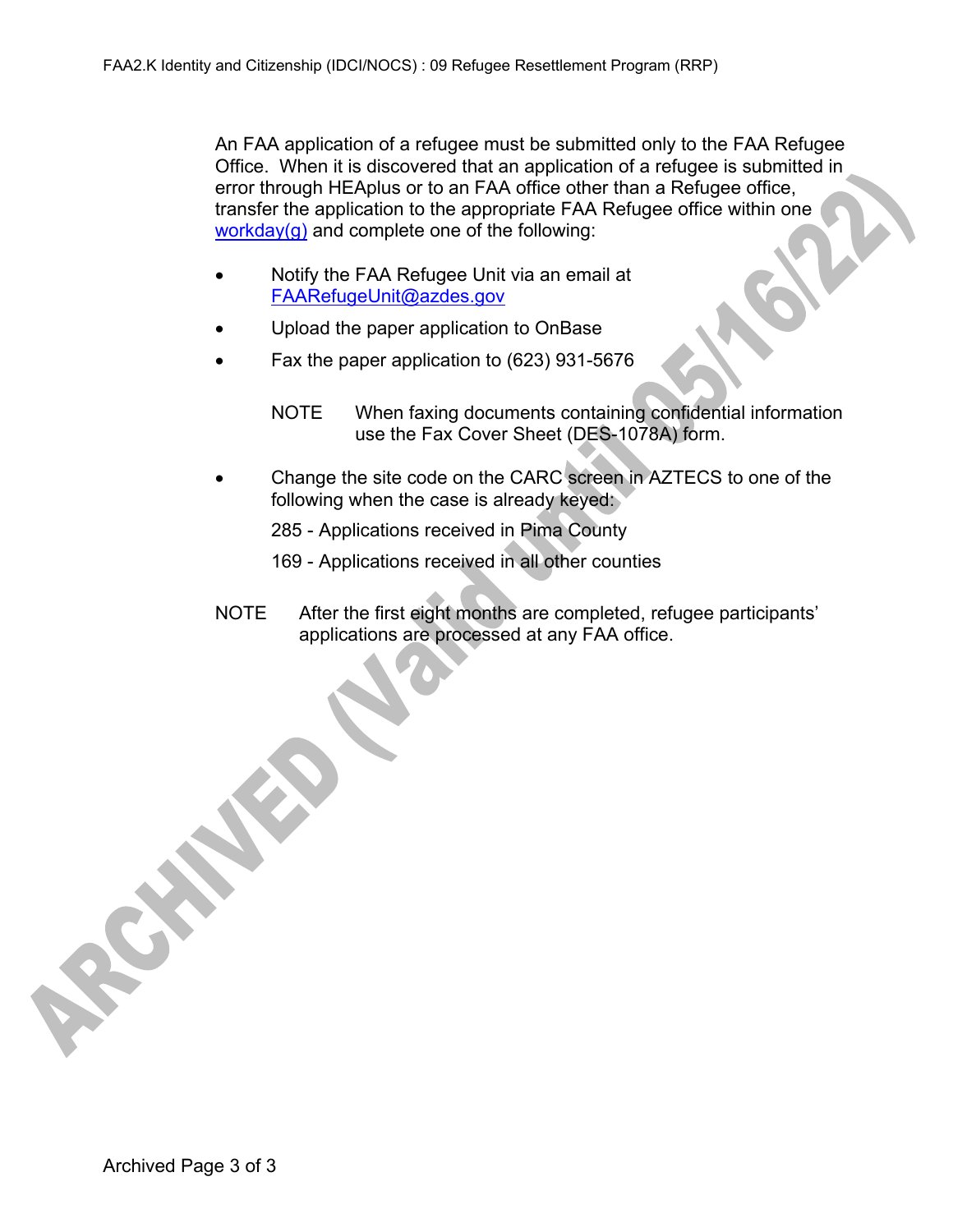An FAA application of a refugee must be submitted only to the FAA Refugee Office. When it is discovered that an application of a refugee is submitted in error through HEAplus or to an FAA office other than a Refugee office, transfer the application to the appropriate FAA Refugee office within one workday(g) and complete one of the following:

- Notify the FAA Refugee Unit via an email at FAARefugeUnit@azdes.gov
- Upload the paper application to OnBase
- Fax the paper application to (623) 931-5676

  NOTE When faxing documents containing confidential information use the Fax Cover Sheet (DES-1078A) form.

- Change the site code on the CARC screen in AZTECS to one of the following when the case is already keyed:

  285 - Applications received in Pima County

  169 - Applications received in all other counties

NOTE After the first eight months are completed, refugee participants' applications are processed at any FAA office.